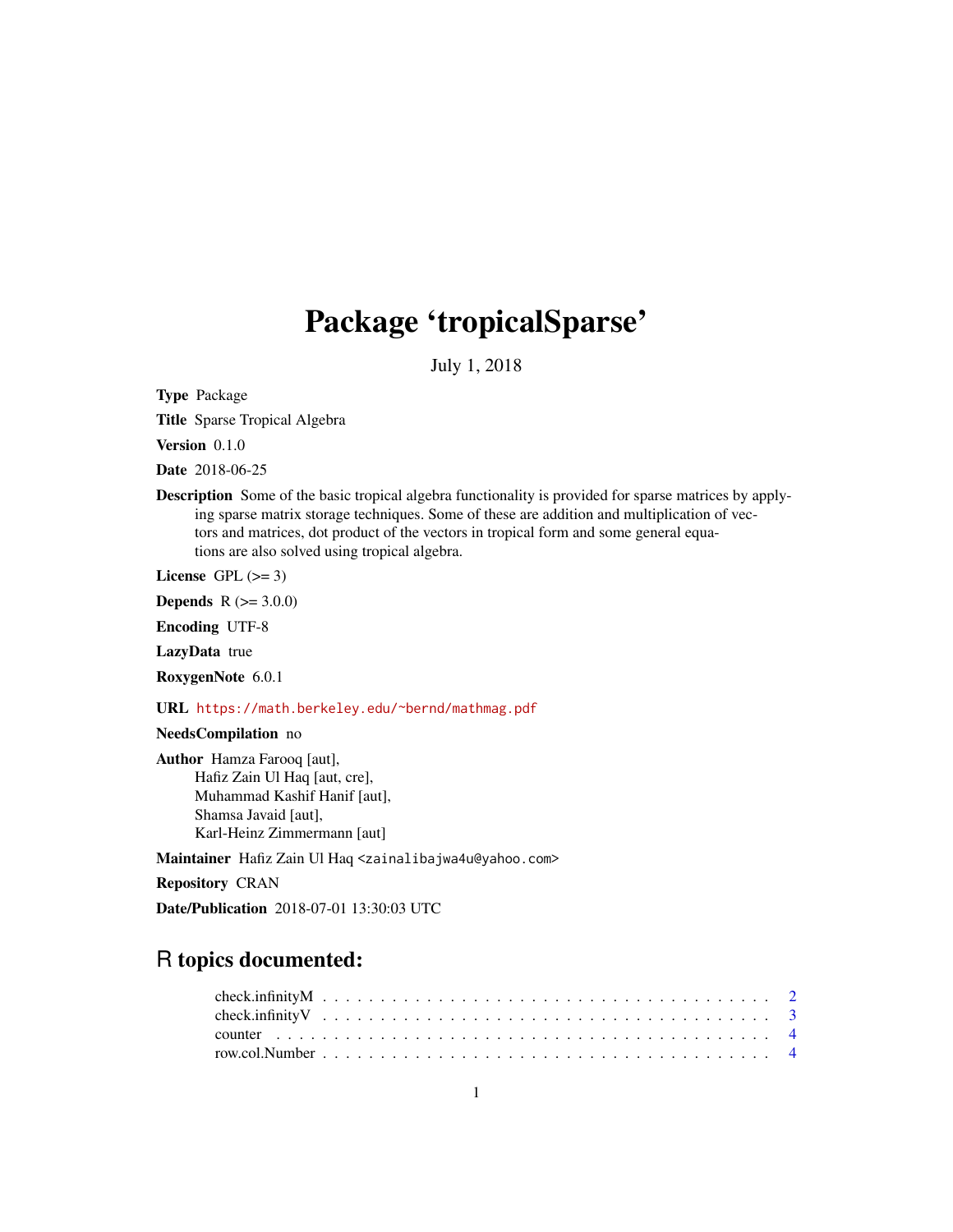# Package 'tropicalSparse'

July 1, 2018

**Type** Package

**Title** Sparse Tropical Algebra

**Version** 0.1.0

**Date** 2018-06-25

**Description** Some of the basic tropical algebra functionality is provided for sparse matrices by applying sparse matrix storage techniques. Some of these are addition and multiplication of vectors and matrices, dot product of the vectors in tropical form and some general equations are also solved using tropical algebra.

**License** GPL (>= 3)

**Depends** R (>= 3.0.0)

**Encoding** UTF-8

**LazyData** true

**RoxygenNote** 6.0.1

**URL** https://math.berkeley.edu/~bernd/mathmag.pdf

**NeedsCompilation** no

**Author** Hamza Farooq [aut],
Hafiz Zain Ul Haq [aut, cre],
Muhammad Kashif Hanif [aut],
Shamsa Javaid [aut],
Karl-Heinz Zimmermann [aut]

**Maintainer** Hafiz Zain Ul Haq <zainalibajwa4u@yahoo.com>

**Repository** CRAN

**Date/Publication** 2018-07-01 13:30:03 UTC

## R topics documented:

check.infinityM . . . . . . . . . . . . . . . . . . . . . . . . . . . . . . . . . . . . . . 2
check.infinityV . . . . . . . . . . . . . . . . . . . . . . . . . . . . . . . . . . . . . . 3
counter . . . . . . . . . . . . . . . . . . . . . . . . . . . . . . . . . . . . . . . . . . 4
row.col.Number . . . . . . . . . . . . . . . . . . . . . . . . . . . . . . . . . . . . . . 4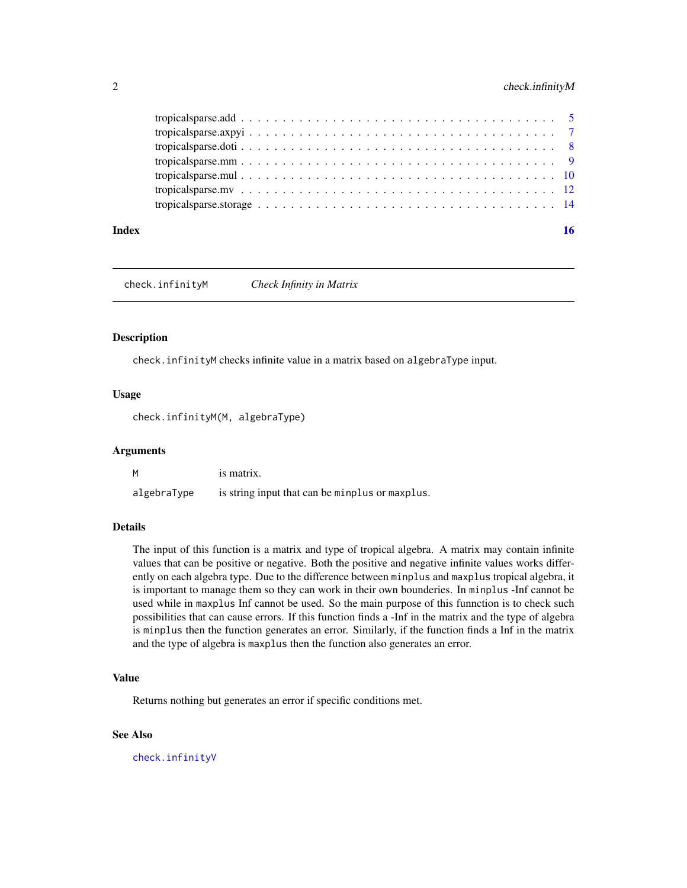tropicalsparse.add . . . . . . . . . . . . . . . . . . . . . . . . . . . . . . . . . . . 5
tropicalsparse.axpyi . . . . . . . . . . . . . . . . . . . . . . . . . . . . . . . . . . 7
tropicalsparse.doti . . . . . . . . . . . . . . . . . . . . . . . . . . . . . . . . . . . 8
tropicalsparse.mm . . . . . . . . . . . . . . . . . . . . . . . . . . . . . . . . . . . 9
tropicalsparse.mul . . . . . . . . . . . . . . . . . . . . . . . . . . . . . . . . . . . 10
tropicalsparse.mv . . . . . . . . . . . . . . . . . . . . . . . . . . . . . . . . . . . 12
tropicalsparse.storage . . . . . . . . . . . . . . . . . . . . . . . . . . . . . . . . . 14

**Index** **16**

---

## check.infinityM — *Check Infinity in Matrix*

### Description

`check.infinityM` checks infinite value in a matrix based on `algebraType` input.

### Usage

```
check.infinityM(M, algebraType)
```

### Arguments

| | |
|---|---|
| `M` | is matrix. |
| `algebraType` | is string input that can be `minplus` or `maxplus`. |

### Details

The input of this function is a matrix and type of tropical algebra. A matrix may contain infinite values that can be positive or negative. Both the positive and negative infinite values works differently on each algebra type. Due to the difference between `minplus` and `maxplus` tropical algebra, it is important to manage them so they can work in their own bounderies. In `minplus` -Inf cannot be used while in `maxplus` Inf cannot be used. So the main purpose of this funnction is to check such possibilities that can cause errors. If this function finds a -Inf in the matrix and the type of algebra is `minplus` then the function generates an error. Similarly, if the function finds a Inf in the matrix and the type of algebra is `maxplus` then the function also generates an error.

### Value

Returns nothing but generates an error if specific conditions met.

### See Also

`check.infinityV`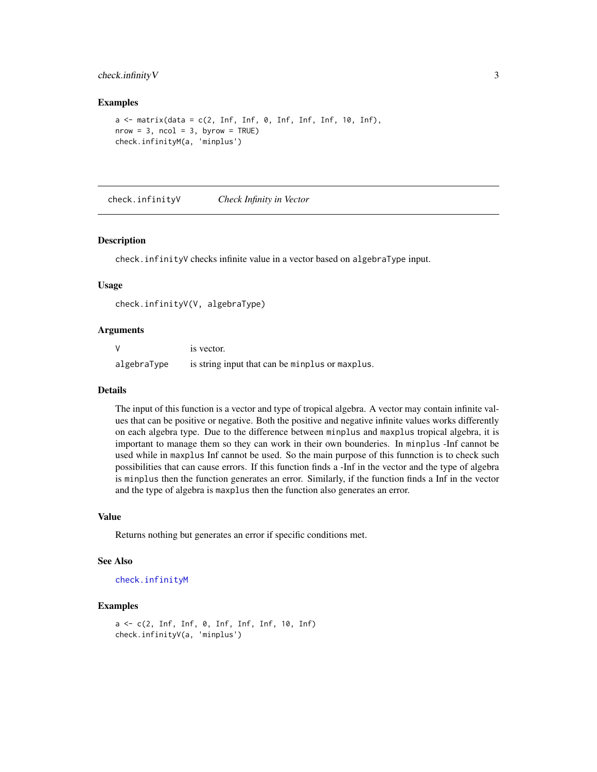### Examples

```
a <- matrix(data = c(2, Inf, Inf, 0, Inf, Inf, Inf, 10, Inf),
nrow = 3, ncol = 3, byrow = TRUE)
check.infinityM(a, 'minplus')
```

---

## check.infinityV *Check Infinity in Vector*

---

### Description

check.infinityV checks infinite value in a vector based on algebraType input.

### Usage

```
check.infinityV(V, algebraType)
```

### Arguments

| | |
|---|---|
| V | is vector. |
| algebraType | is string input that can be minplus or maxplus. |

### Details

The input of this function is a vector and type of tropical algebra. A vector may contain infinite values that can be positive or negative. Both the positive and negative infinite values works differently on each algebra type. Due to the difference between minplus and maxplus tropical algebra, it is important to manage them so they can work in their own bounderies. In minplus -Inf cannot be used while in maxplus Inf cannot be used. So the main purpose of this funnction is to check such possibilities that can cause errors. If this function finds a -Inf in the vector and the type of algebra is minplus then the function generates an error. Similarly, if the function finds a Inf in the vector and the type of algebra is maxplus then the function also generates an error.

### Value

Returns nothing but generates an error if specific conditions met.

### See Also

check.infinityM

### Examples

```
a <- c(2, Inf, Inf, 0, Inf, Inf, Inf, 10, Inf)
check.infinityV(a, 'minplus')
```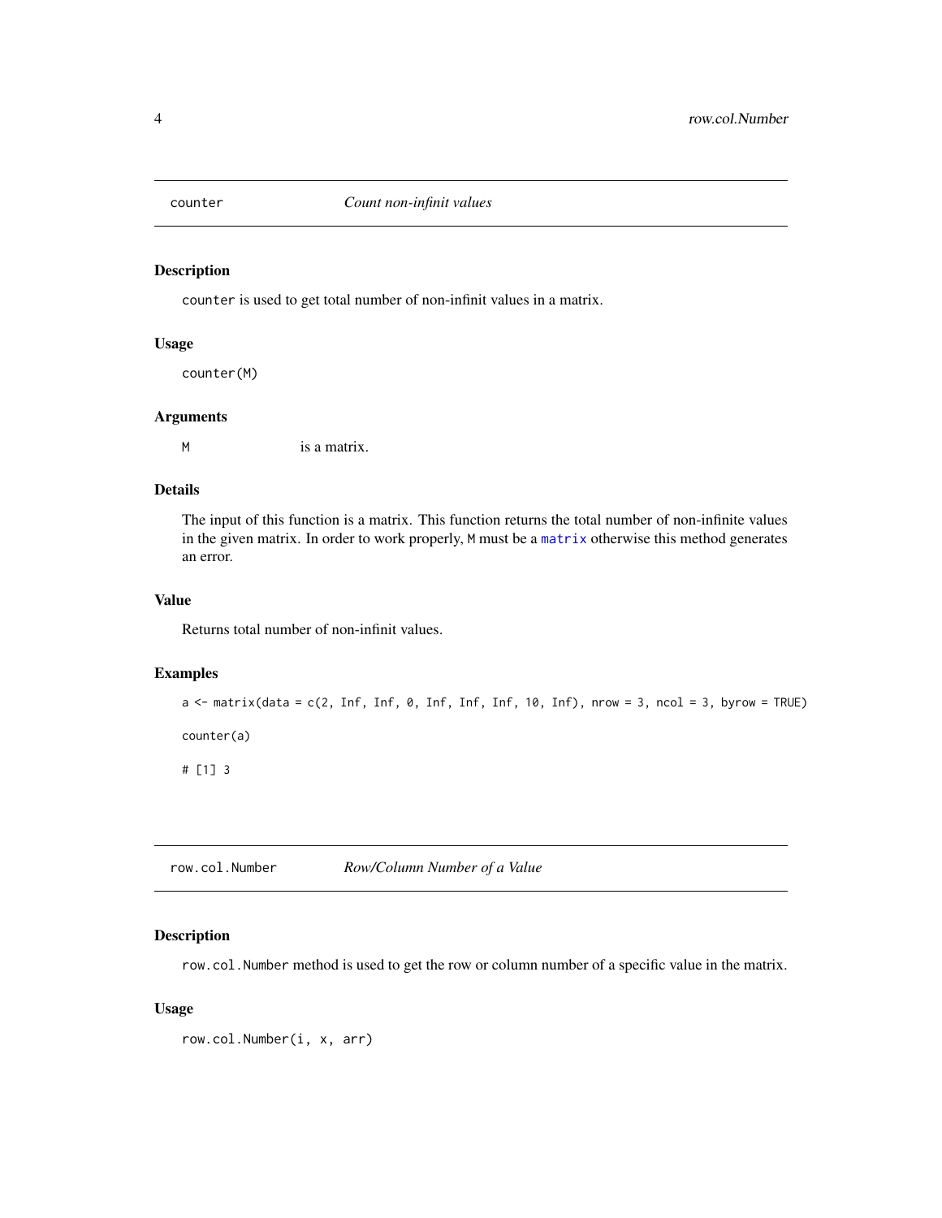## counter *Count non-infinit values*

### Description

`counter` is used to get total number of non-infinit values in a matrix.

### Usage

```
counter(M)
```

### Arguments

| | |
|---|---|
| M | is a matrix. |

### Details

The input of this function is a matrix. This function returns the total number of non-infinite values in the given matrix. In order to work properly, M must be a matrix otherwise this method generates an error.

### Value

Returns total number of non-infinit values.

### Examples

```
a <- matrix(data = c(2, Inf, Inf, 0, Inf, Inf, Inf, 10, Inf), nrow = 3, ncol = 3, byrow = TRUE)

counter(a)

# [1] 3
```

## row.col.Number *Row/Column Number of a Value*

### Description

`row.col.Number` method is used to get the row or column number of a specific value in the matrix.

### Usage

```
row.col.Number(i, x, arr)
```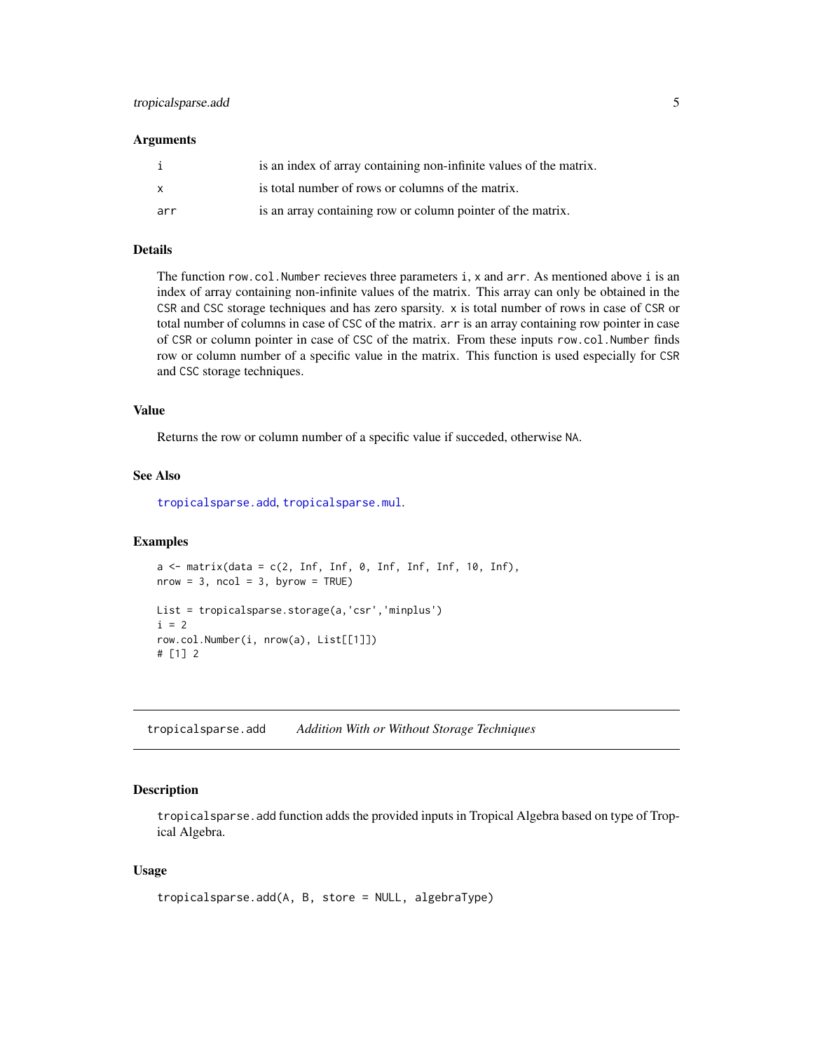### Arguments

| | |
|---|---|
| i | is an index of array containing non-infinite values of the matrix. |
| x | is total number of rows or columns of the matrix. |
| arr | is an array containing row or column pointer of the matrix. |

### Details

The function `row.col.Number` recieves three parameters `i`, `x` and `arr`. As mentioned above `i` is an index of array containing non-infinite values of the matrix. This array can only be obtained in the CSR and CSC storage techniques and has zero sparsity. `x` is total number of rows in case of CSR or total number of columns in case of CSC of the matrix. `arr` is an array containing row pointer in case of CSR or column pointer in case of CSC of the matrix. From these inputs `row.col.Number` finds row or column number of a specific value in the matrix. This function is used especially for CSR and CSC storage techniques.

### Value

Returns the row or column number of a specific value if succeded, otherwise NA.

### See Also

tropicalsparse.add, tropicalsparse.mul.

### Examples

```
a <- matrix(data = c(2, Inf, Inf, 0, Inf, Inf, Inf, 10, Inf),
nrow = 3, ncol = 3, byrow = TRUE)

List = tropicalsparse.storage(a,'csr','minplus')
i = 2
row.col.Number(i, nrow(a), List[[1]])
# [1] 2
```

---

## tropicalsparse.add *Addition With or Without Storage Techniques*

### Description

`tropicalsparse.add` function adds the provided inputs in Tropical Algebra based on type of Tropical Algebra.

### Usage

```
tropicalsparse.add(A, B, store = NULL, algebraType)
```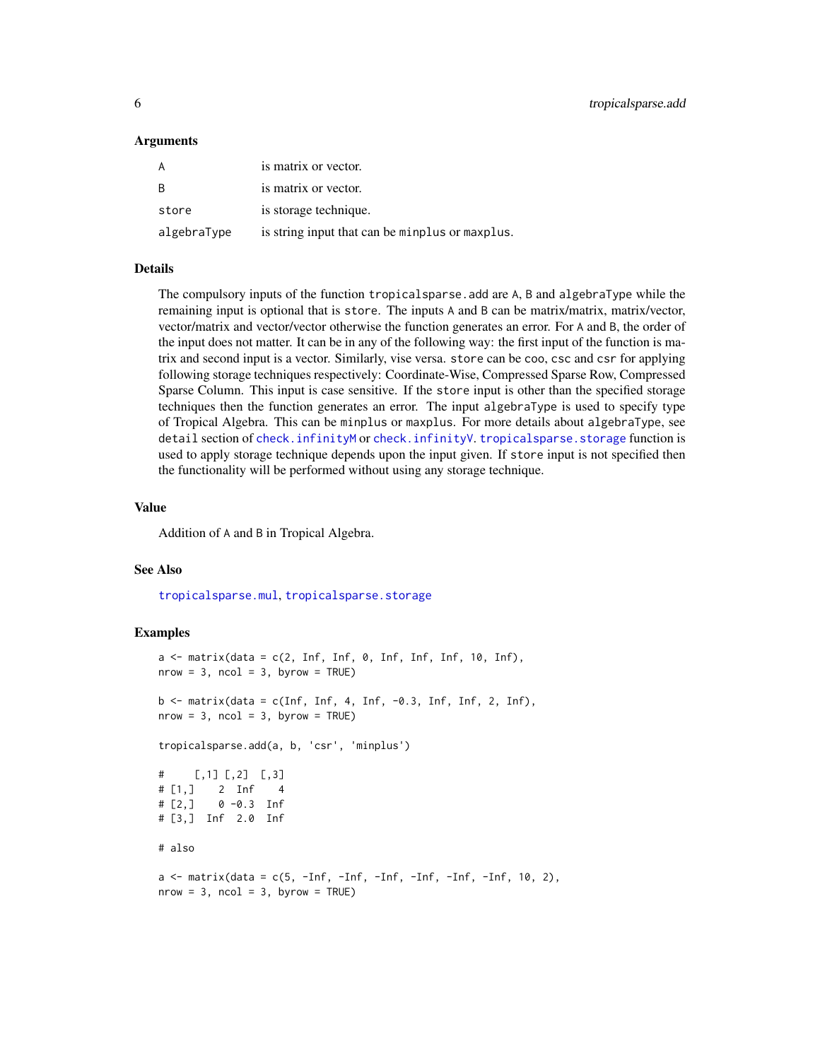### Arguments

| | |
|---|---|
| A | is matrix or vector. |
| B | is matrix or vector. |
| store | is storage technique. |
| algebraType | is string input that can be minplus or maxplus. |

### Details

The compulsory inputs of the function tropicalsparse.add are A, B and algebraType while the remaining input is optional that is store. The inputs A and B can be matrix/matrix, matrix/vector, vector/matrix and vector/vector otherwise the function generates an error. For A and B, the order of the input does not matter. It can be in any of the following way: the first input of the function is matrix and second input is a vector. Similarly, vise versa. store can be coo, csc and csr for applying following storage techniques respectively: Coordinate-Wise, Compressed Sparse Row, Compressed Sparse Column. This input is case sensitive. If the store input is other than the specified storage techniques then the function generates an error. The input algebraType is used to specify type of Tropical Algebra. This can be minplus or maxplus. For more details about algebraType, see detail section of check.infinityM or check.infinityV. tropicalsparse.storage function is used to apply storage technique depends upon the input given. If store input is not specified then the functionality will be performed without using any storage technique.

### Value

Addition of A and B in Tropical Algebra.

### See Also

tropicalsparse.mul, tropicalsparse.storage

### Examples

```
a <- matrix(data = c(2, Inf, Inf, 0, Inf, Inf, Inf, 10, Inf),
nrow = 3, ncol = 3, byrow = TRUE)

b <- matrix(data = c(Inf, Inf, 4, Inf, -0.3, Inf, Inf, 2, Inf),
nrow = 3, ncol = 3, byrow = TRUE)

tropicalsparse.add(a, b, 'csr', 'minplus')

#     [,1] [,2]  [,3]
# [1,]    2  Inf    4
# [2,]    0 -0.3  Inf
# [3,]  Inf  2.0  Inf

# also

a <- matrix(data = c(5, -Inf, -Inf, -Inf, -Inf, -Inf, -Inf, 10, 2),
nrow = 3, ncol = 3, byrow = TRUE)
```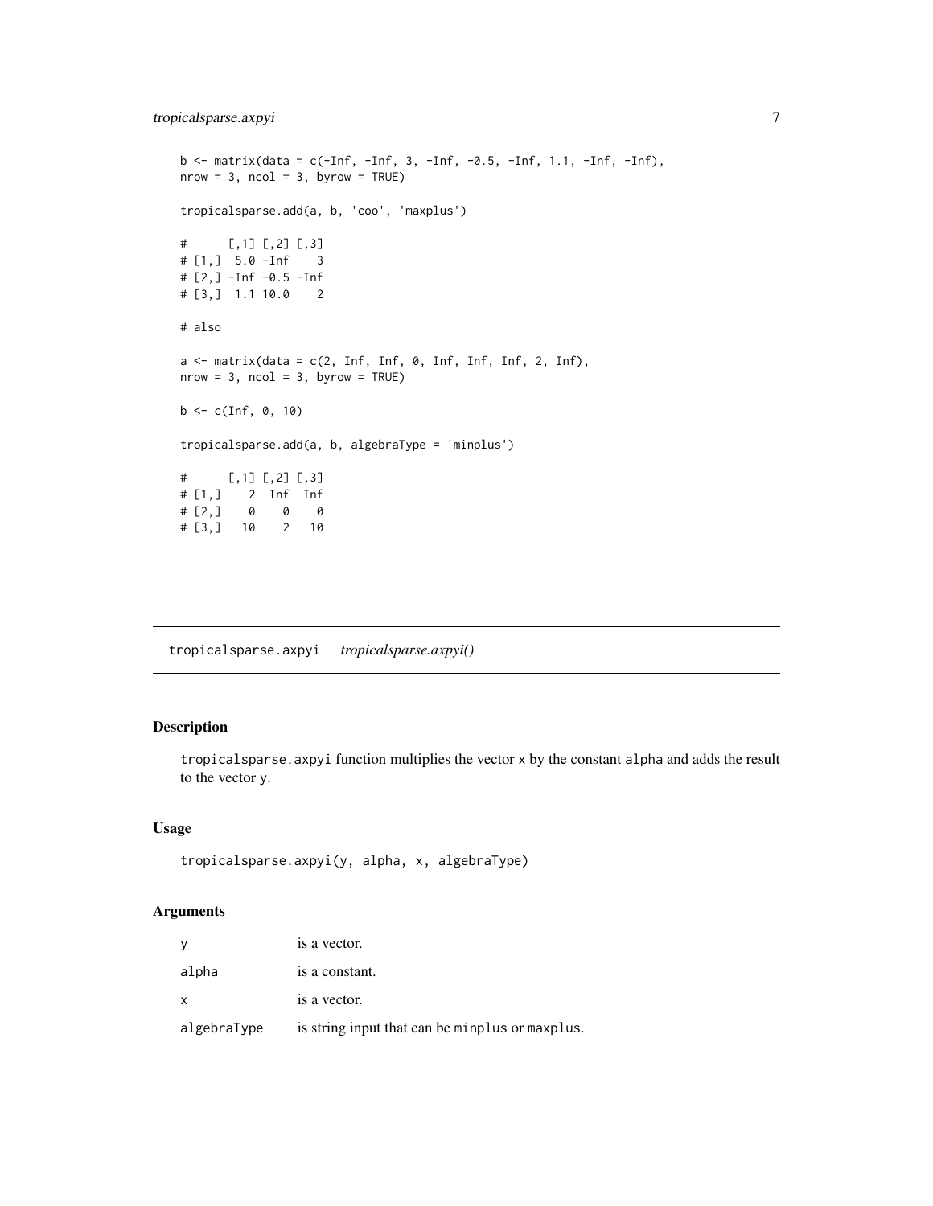```
b <- matrix(data = c(-Inf, -Inf, 3, -Inf, -0.5, -Inf, 1.1, -Inf, -Inf),
nrow = 3, ncol = 3, byrow = TRUE)

tropicalsparse.add(a, b, 'coo', 'maxplus')

#      [,1] [,2] [,3]
# [1,]  5.0 -Inf    3
# [2,] -Inf -0.5 -Inf
# [3,]  1.1 10.0    2

# also

a <- matrix(data = c(2, Inf, Inf, 0, Inf, Inf, Inf, 2, Inf),
nrow = 3, ncol = 3, byrow = TRUE)

b <- c(Inf, 0, 10)

tropicalsparse.add(a, b, algebraType = 'minplus')

#      [,1] [,2] [,3]
# [1,]    2  Inf  Inf
# [2,]    0    0    0
# [3,]   10    2   10
```

## tropicalsparse.axpyi    *tropicalsparse.axpyi()*

### Description

`tropicalsparse.axpyi` function multiplies the vector `x` by the constant `alpha` and adds the result to the vector `y`.

### Usage

```
tropicalsparse.axpyi(y, alpha, x, algebraType)
```

### Arguments

| | |
|---|---|
| `y` | is a vector. |
| `alpha` | is a constant. |
| `x` | is a vector. |
| `algebraType` | is string input that can be `minplus` or `maxplus`. |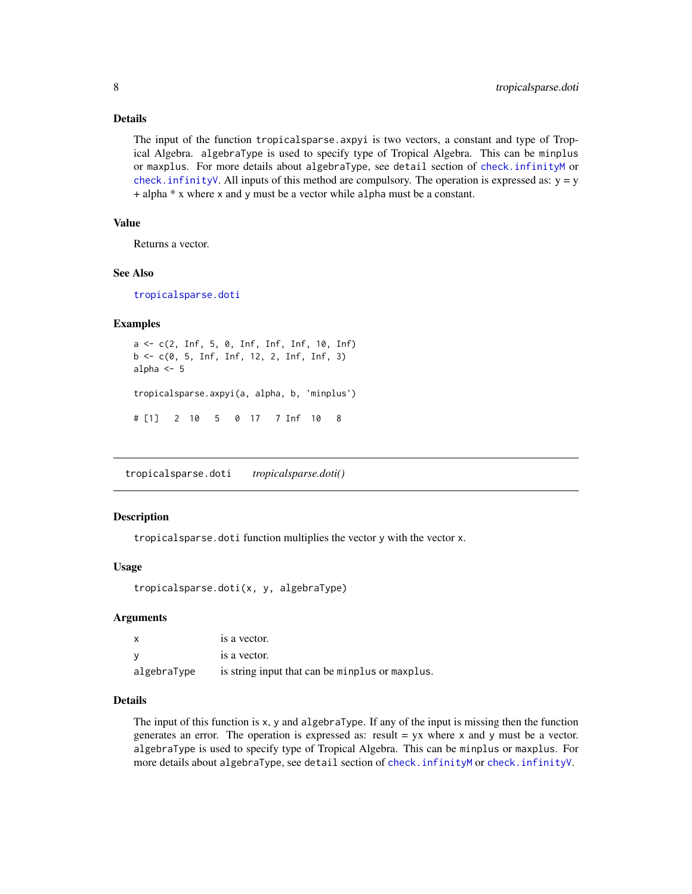### Details

The input of the function `tropicalsparse.axpyi` is two vectors, a constant and type of Tropical Algebra. `algebraType` is used to specify type of Tropical Algebra. This can be `minplus` or `maxplus`. For more details about `algebraType`, see `detail` section of `check.infinityM` or `check.infinityV`. All inputs of this method are compulsory. The operation is expressed as: y = y + alpha * x where x and y must be a vector while alpha must be a constant.

### Value

Returns a vector.

### See Also

`tropicalsparse.doti`

### Examples

```
a <- c(2, Inf, 5, 0, Inf, Inf, Inf, 10, Inf)
b <- c(0, 5, Inf, Inf, 12, 2, Inf, Inf, 3)
alpha <- 5

tropicalsparse.axpyi(a, alpha, b, 'minplus')

# [1]   2  10   5   0  17   7 Inf  10   8
```

---

## tropicalsparse.doti    *tropicalsparse.doti()*

### Description

`tropicalsparse.doti` function multiplies the vector `y` with the vector `x`.

### Usage

```
tropicalsparse.doti(x, y, algebraType)
```

### Arguments

| | |
|---|---|
| `x` | is a vector. |
| `y` | is a vector. |
| `algebraType` | is string input that can be `minplus` or `maxplus`. |

### Details

The input of this function is `x`, `y` and `algebraType`. If any of the input is missing then the function generates an error. The operation is expressed as: result = yx where `x` and `y` must be a vector. `algebraType` is used to specify type of Tropical Algebra. This can be `minplus` or `maxplus`. For more details about `algebraType`, see `detail` section of `check.infinityM` or `check.infinityV`.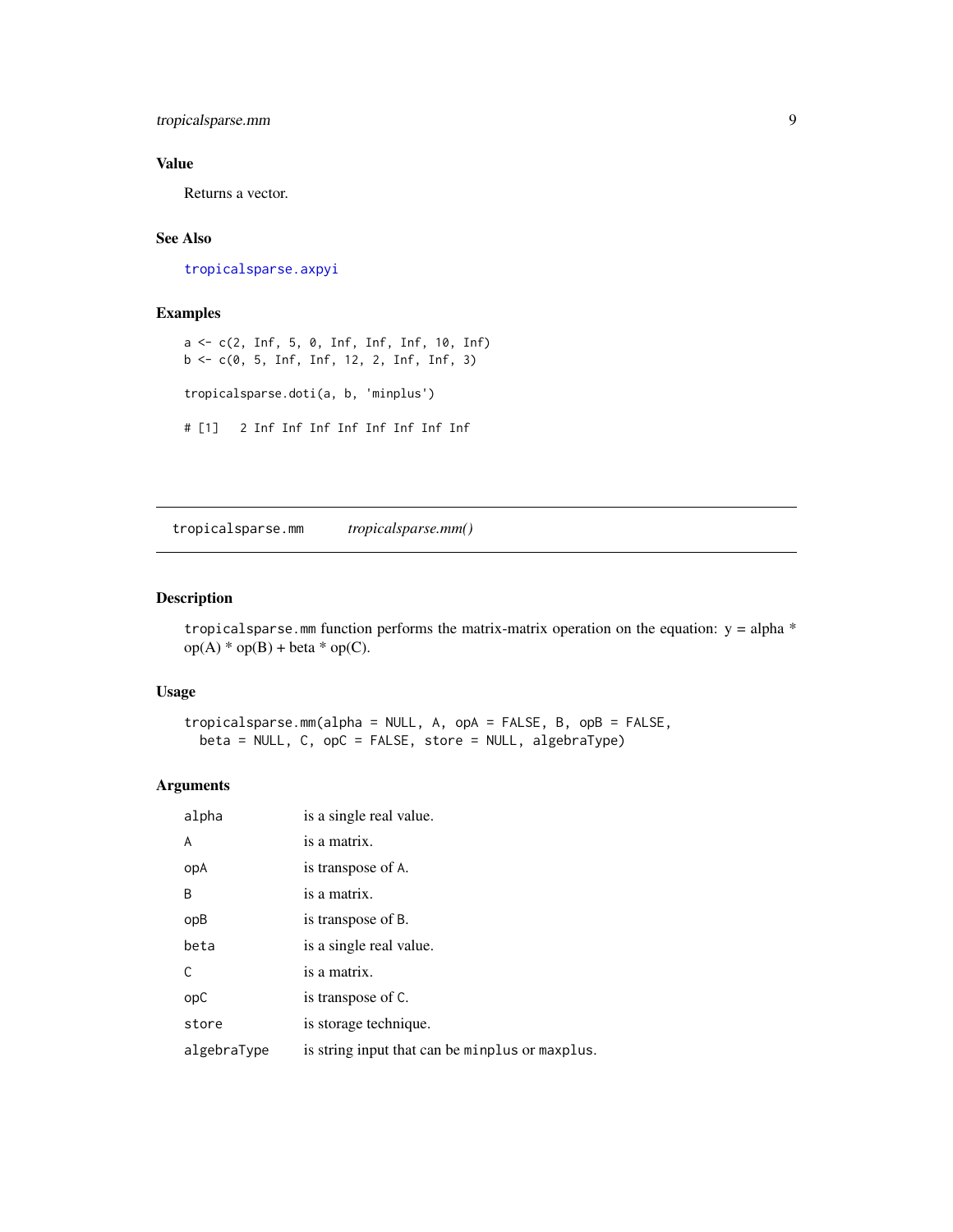## Value

Returns a vector.

## See Also

tropicalsparse.axpyi

## Examples

```
a <- c(2, Inf, 5, 0, Inf, Inf, Inf, 10, Inf)
b <- c(0, 5, Inf, Inf, 12, 2, Inf, Inf, 3)

tropicalsparse.doti(a, b, 'minplus')

# [1]   2 Inf Inf Inf Inf Inf Inf Inf Inf
```

---

# tropicalsparse.mm    *tropicalsparse.mm()*

## Description

tropicalsparse.mm function performs the matrix-matrix operation on the equation: y = alpha * op(A) * op(B) + beta * op(C).

## Usage

```
tropicalsparse.mm(alpha = NULL, A, opA = FALSE, B, opB = FALSE,
  beta = NULL, C, opC = FALSE, store = NULL, algebraType)
```

## Arguments

| | |
|---|---|
| alpha | is a single real value. |
| A | is a matrix. |
| opA | is transpose of A. |
| B | is a matrix. |
| opB | is transpose of B. |
| beta | is a single real value. |
| C | is a matrix. |
| opC | is transpose of C. |
| store | is storage technique. |
| algebraType | is string input that can be minplus or maxplus. |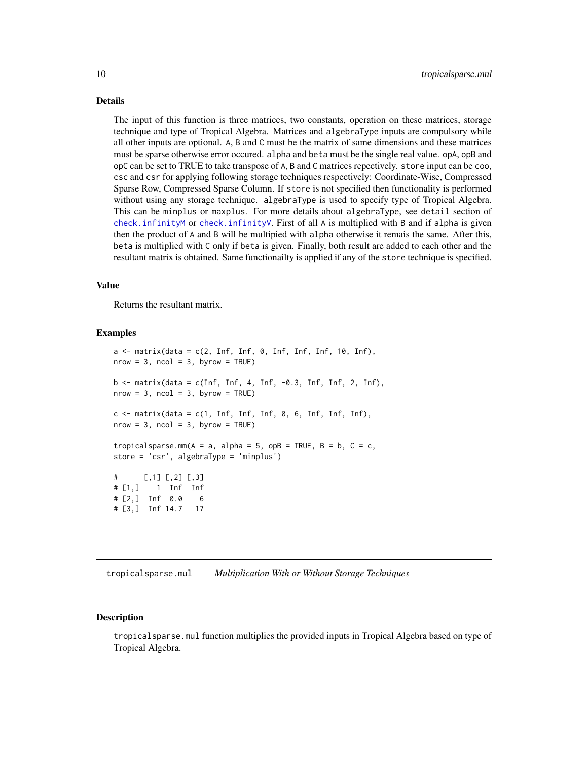### Details

The input of this function is three matrices, two constants, operation on these matrices, storage technique and type of Tropical Algebra. Matrices and `algebraType` inputs are compulsory while all other inputs are optional. `A`, `B` and `C` must be the matrix of same dimensions and these matrices must be sparse otherwise error occured. `alpha` and `beta` must be the single real value. `opA`, `opB` and `opC` can be set to TRUE to take transpose of `A`, `B` and `C` matrices repectively. `store` input can be `coo`, `csc` and `csr` for applying following storage techniques respectively: Coordinate-Wise, Compressed Sparse Row, Compressed Sparse Column. If `store` is not specified then functionality is performed without using any storage technique. `algebraType` is used to specify type of Tropical Algebra. This can be `minplus` or `maxplus`. For more details about `algebraType`, see `detail` section of `check.infinityM` or `check.infinityV`. First of all `A` is multiplied with `B` and if `alpha` is given then the product of `A` and `B` will be multipied with `alpha` otherwise it remais the same. After this, `beta` is multiplied with `C` only if `beta` is given. Finally, both result are added to each other and the resultant matrix is obtained. Same functionailty is applied if any of the `store` technique is specified.

### Value

Returns the resultant matrix.

### Examples

```
a <- matrix(data = c(2, Inf, Inf, 0, Inf, Inf, Inf, 10, Inf),
nrow = 3, ncol = 3, byrow = TRUE)

b <- matrix(data = c(Inf, Inf, 4, Inf, -0.3, Inf, Inf, 2, Inf),
nrow = 3, ncol = 3, byrow = TRUE)

c <- matrix(data = c(1, Inf, Inf, Inf, 0, 6, Inf, Inf, Inf),
nrow = 3, ncol = 3, byrow = TRUE)

tropicalsparse.mm(A = a, alpha = 5, opB = TRUE, B = b, C = c,
store = 'csr', algebraType = 'minplus')

#      [,1] [,2] [,3]
# [1,]    1  Inf  Inf
# [2,]  Inf  0.0    6
# [3,]  Inf 14.7   17
```

## tropicalsparse.mul *Multiplication With or Without Storage Techniques*

### Description

`tropicalsparse.mul` function multiplies the provided inputs in Tropical Algebra based on type of Tropical Algebra.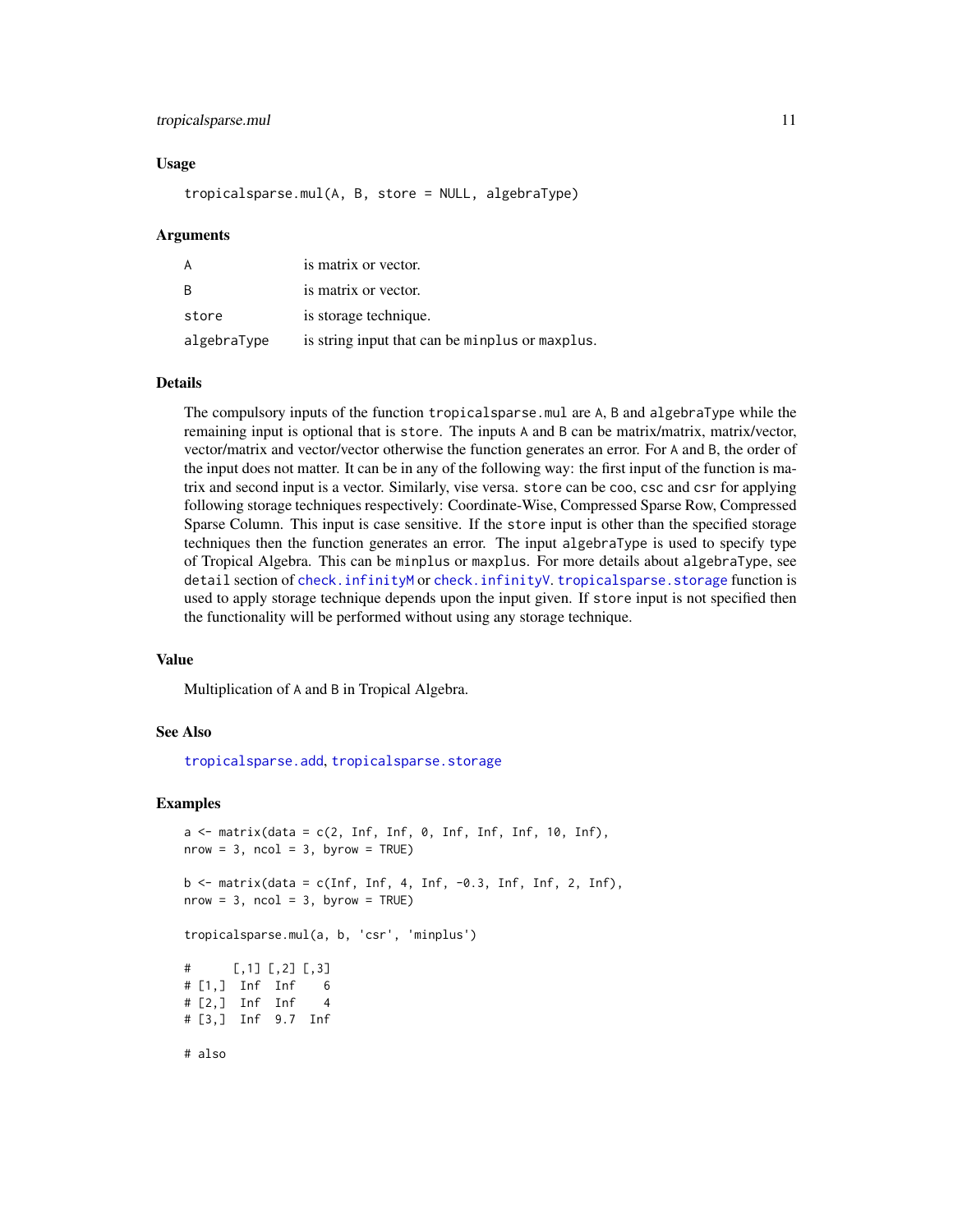### Usage

```
tropicalsparse.mul(A, B, store = NULL, algebraType)
```

### Arguments

| | |
|---|---|
| A | is matrix or vector. |
| B | is matrix or vector. |
| store | is storage technique. |
| algebraType | is string input that can be minplus or maxplus. |

### Details

The compulsory inputs of the function `tropicalsparse.mul` are `A`, `B` and `algebraType` while the remaining input is optional that is `store`. The inputs `A` and `B` can be matrix/matrix, matrix/vector, vector/matrix and vector/vector otherwise the function generates an error. For `A` and `B`, the order of the input does not matter. It can be in any of the following way: the first input of the function is matrix and second input is a vector. Similarly, vise versa. `store` can be `coo`, `csc` and `csr` for applying following storage techniques respectively: Coordinate-Wise, Compressed Sparse Row, Compressed Sparse Column. This input is case sensitive. If the `store` input is other than the specified storage techniques then the function generates an error. The input `algebraType` is used to specify type of Tropical Algebra. This can be `minplus` or `maxplus`. For more details about `algebraType`, see `detail` section of `check.infinityM` or `check.infinityV`. `tropicalsparse.storage` function is used to apply storage technique depends upon the input given. If `store` input is not specified then the functionality will be performed without using any storage technique.

### Value

Multiplication of `A` and `B` in Tropical Algebra.

### See Also

`tropicalsparse.add`, `tropicalsparse.storage`

### Examples

```
a <- matrix(data = c(2, Inf, Inf, 0, Inf, Inf, Inf, 10, Inf),
nrow = 3, ncol = 3, byrow = TRUE)

b <- matrix(data = c(Inf, Inf, 4, Inf, -0.3, Inf, Inf, 2, Inf),
nrow = 3, ncol = 3, byrow = TRUE)

tropicalsparse.mul(a, b, 'csr', 'minplus')

#      [,1] [,2] [,3]
# [1,]  Inf  Inf    6
# [2,]  Inf  Inf    4
# [3,]  Inf  9.7  Inf

# also
```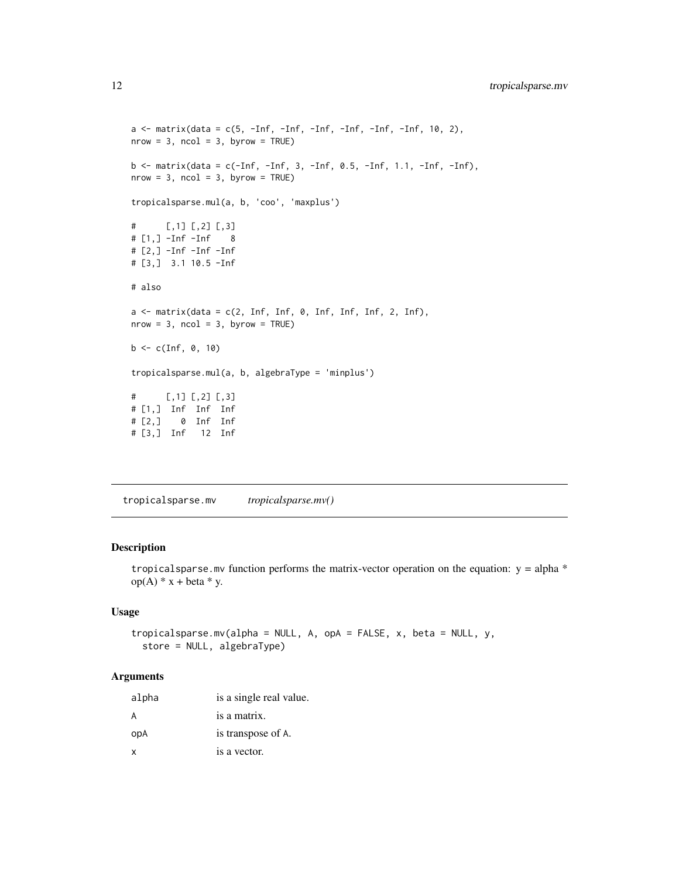```
a <- matrix(data = c(5, -Inf, -Inf, -Inf, -Inf, -Inf, -Inf, 10, 2),
nrow = 3, ncol = 3, byrow = TRUE)

b <- matrix(data = c(-Inf, -Inf, 3, -Inf, 0.5, -Inf, 1.1, -Inf, -Inf),
nrow = 3, ncol = 3, byrow = TRUE)

tropicalsparse.mul(a, b, 'coo', 'maxplus')

#      [,1] [,2] [,3]
# [1,] -Inf -Inf    8
# [2,] -Inf -Inf -Inf
# [3,]  3.1 10.5 -Inf

# also

a <- matrix(data = c(2, Inf, Inf, 0, Inf, Inf, Inf, 2, Inf),
nrow = 3, ncol = 3, byrow = TRUE)

b <- c(Inf, 0, 10)

tropicalsparse.mul(a, b, algebraType = 'minplus')

#      [,1] [,2] [,3]
# [1,]  Inf  Inf  Inf
# [2,]    0  Inf  Inf
# [3,]  Inf   12  Inf
```

---

## tropicalsparse.mv     *tropicalsparse.mv()*

---

### Description

`tropicalsparse.mv` function performs the matrix-vector operation on the equation: y = alpha * op(A) * x + beta * y.

### Usage

```
tropicalsparse.mv(alpha = NULL, A, opA = FALSE, x, beta = NULL, y,
  store = NULL, algebraType)
```

### Arguments

| | |
|---|---|
| `alpha` | is a single real value. |
| `A` | is a matrix. |
| `opA` | is transpose of `A`. |
| `x` | is a vector. |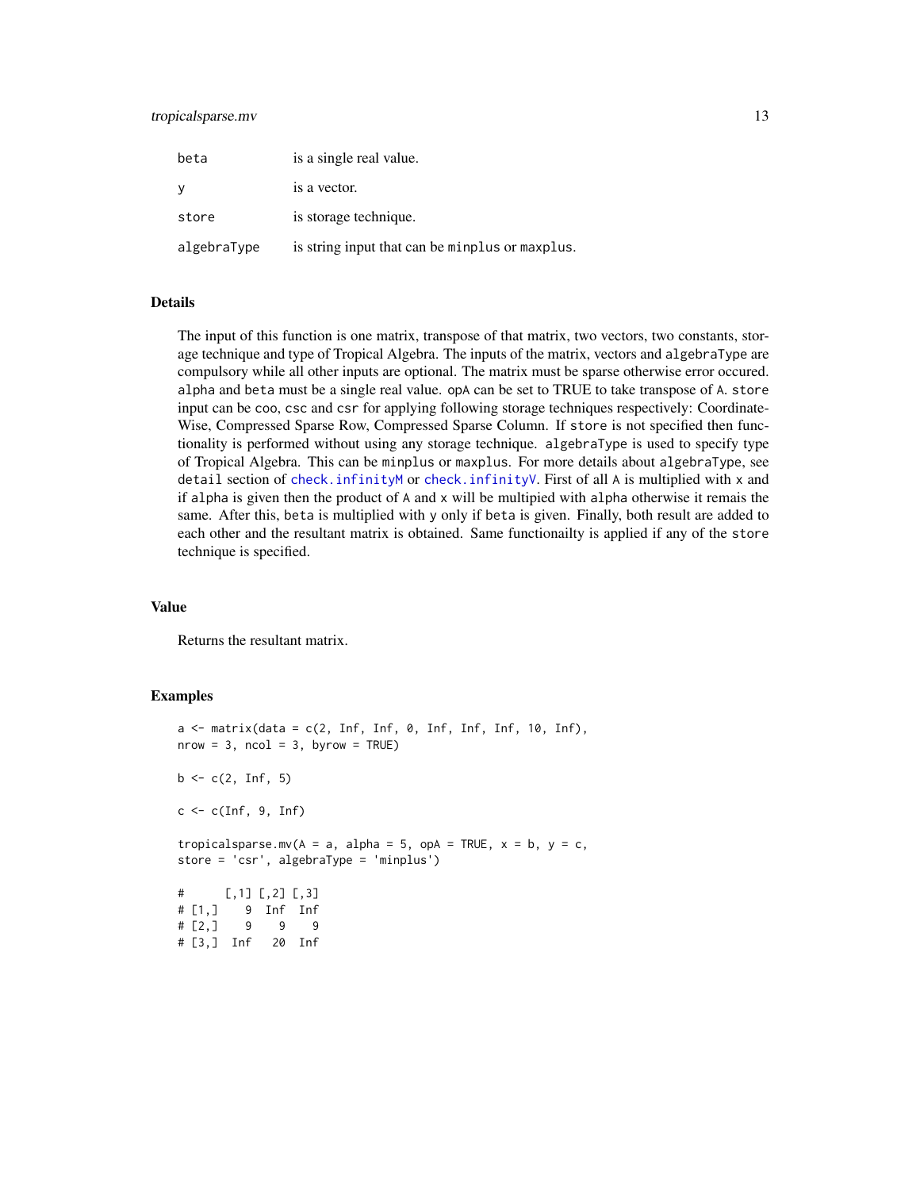| | |
|---|---|
| beta | is a single real value. |
| y | is a vector. |
| store | is storage technique. |
| algebraType | is string input that can be minplus or maxplus. |

### Details

The input of this function is one matrix, transpose of that matrix, two vectors, two constants, storage technique and type of Tropical Algebra. The inputs of the matrix, vectors and algebraType are compulsory while all other inputs are optional. The matrix must be sparse otherwise error occured. alpha and beta must be a single real value. opA can be set to TRUE to take transpose of A. store input can be coo, csc and csr for applying following storage techniques respectively: Coordinate-Wise, Compressed Sparse Row, Compressed Sparse Column. If store is not specified then functionality is performed without using any storage technique. algebraType is used to specify type of Tropical Algebra. This can be minplus or maxplus. For more details about algebraType, see detail section of check.infinityM or check.infinityV. First of all A is multiplied with x and if alpha is given then the product of A and x will be multipied with alpha otherwise it remais the same. After this, beta is multiplied with y only if beta is given. Finally, both result are added to each other and the resultant matrix is obtained. Same functionailty is applied if any of the store technique is specified.

### Value

Returns the resultant matrix.

### Examples

```
a <- matrix(data = c(2, Inf, Inf, 0, Inf, Inf, Inf, 10, Inf),
nrow = 3, ncol = 3, byrow = TRUE)

b <- c(2, Inf, 5)

c <- c(Inf, 9, Inf)

tropicalsparse.mv(A = a, alpha = 5, opA = TRUE, x = b, y = c,
store = 'csr', algebraType = 'minplus')

#      [,1] [,2] [,3]
# [1,]    9  Inf  Inf
# [2,]    9    9    9
# [3,]  Inf   20  Inf
```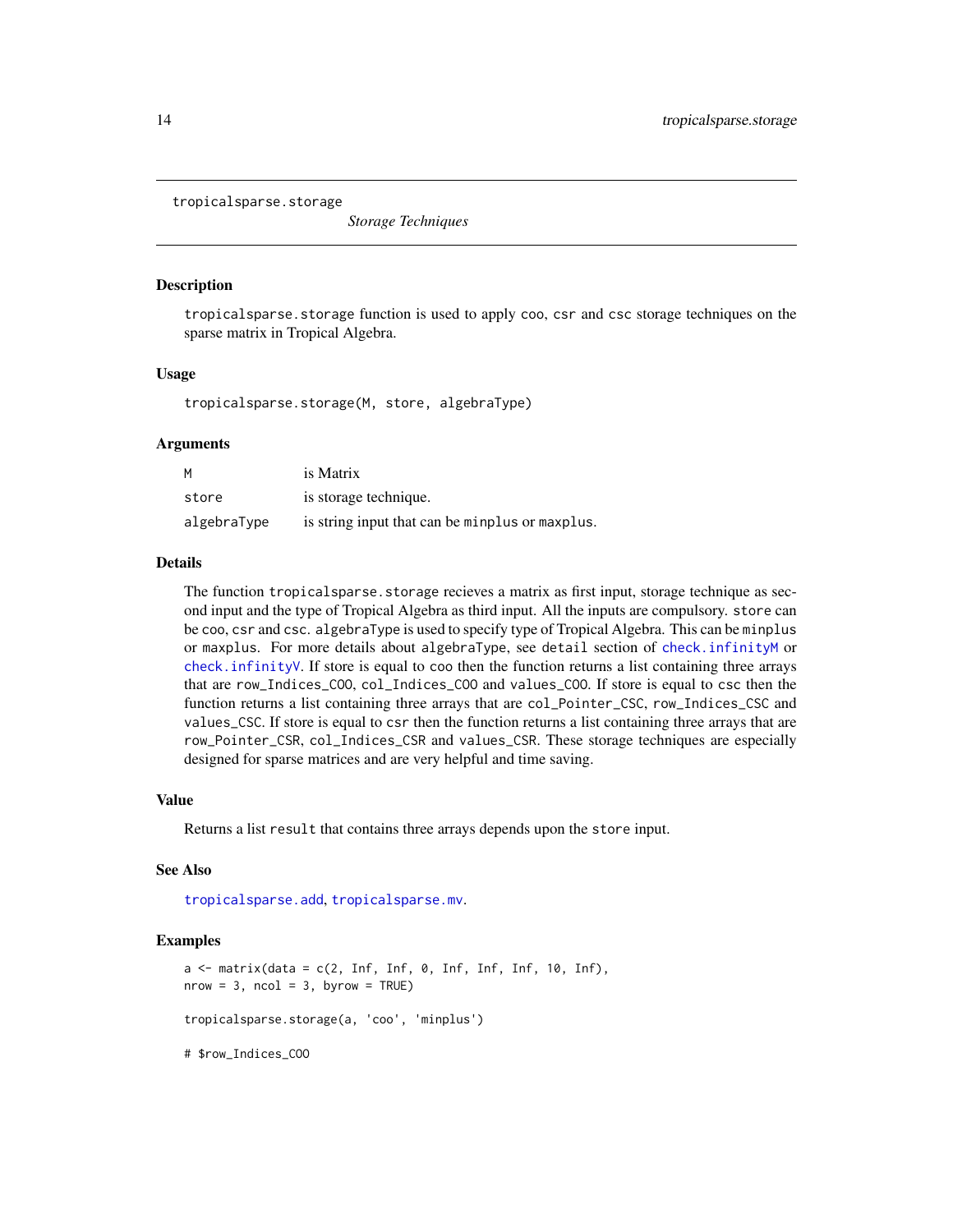tropicalsparse.storage *Storage Techniques*

## Description

tropicalsparse.storage function is used to apply coo, csr and csc storage techniques on the sparse matrix in Tropical Algebra.

## Usage

```
tropicalsparse.storage(M, store, algebraType)
```

## Arguments

| | |
|---|---|
| M | is Matrix |
| store | is storage technique. |
| algebraType | is string input that can be minplus or maxplus. |

## Details

The function tropicalsparse.storage recieves a matrix as first input, storage technique as second input and the type of Tropical Algebra as third input. All the inputs are compulsory. store can be coo, csr and csc. algebraType is used to specify type of Tropical Algebra. This can be minplus or maxplus. For more details about algebraType, see detail section of check.infinityM or check.infinityV. If store is equal to coo then the function returns a list containing three arrays that are row_Indices_COO, col_Indices_COO and values_COO. If store is equal to csc then the function returns a list containing three arrays that are col_Pointer_CSC, row_Indices_CSC and values_CSC. If store is equal to csr then the function returns a list containing three arrays that are row_Pointer_CSR, col_Indices_CSR and values_CSR. These storage techniques are especially designed for sparse matrices and are very helpful and time saving.

## Value

Returns a list result that contains three arrays depends upon the store input.

## See Also

tropicalsparse.add, tropicalsparse.mv.

## Examples

```
a <- matrix(data = c(2, Inf, Inf, 0, Inf, Inf, Inf, 10, Inf),
nrow = 3, ncol = 3, byrow = TRUE)

tropicalsparse.storage(a, 'coo', 'minplus')

# $row_Indices_COO
```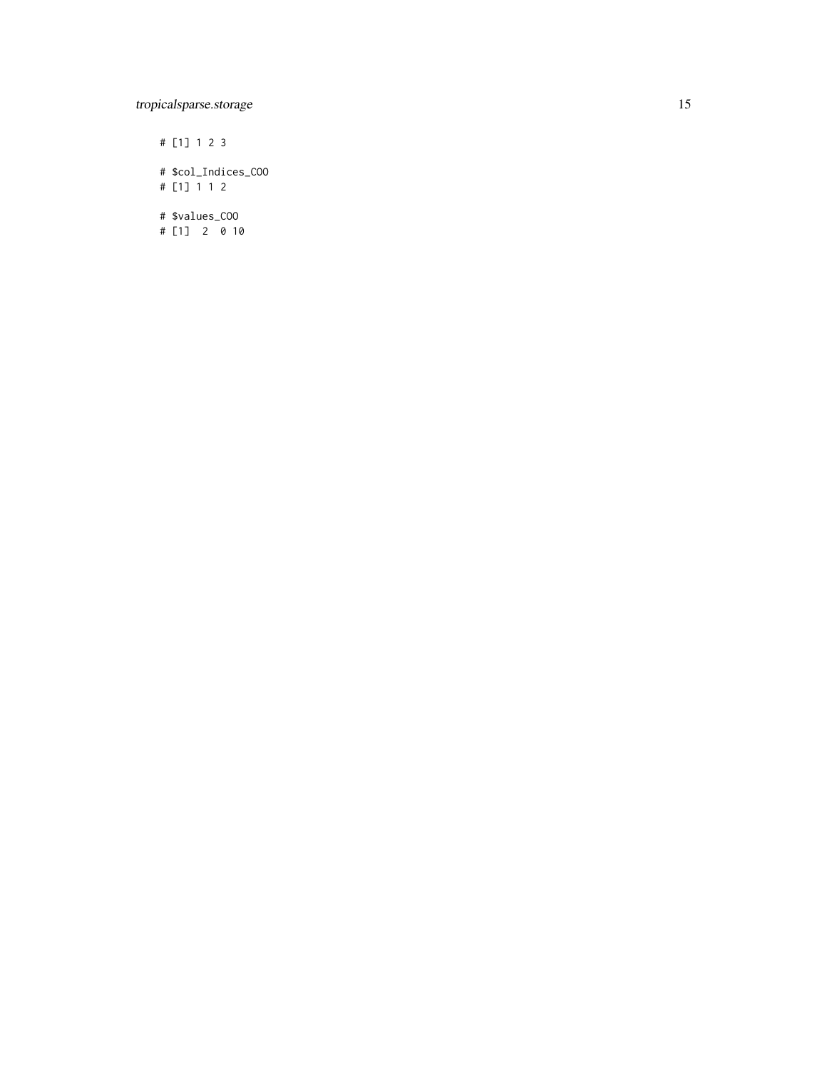```
# [1] 1 2 3

# $col_Indices_COO
# [1] 1 1 2

# $values_COO
# [1]  2  0 10
```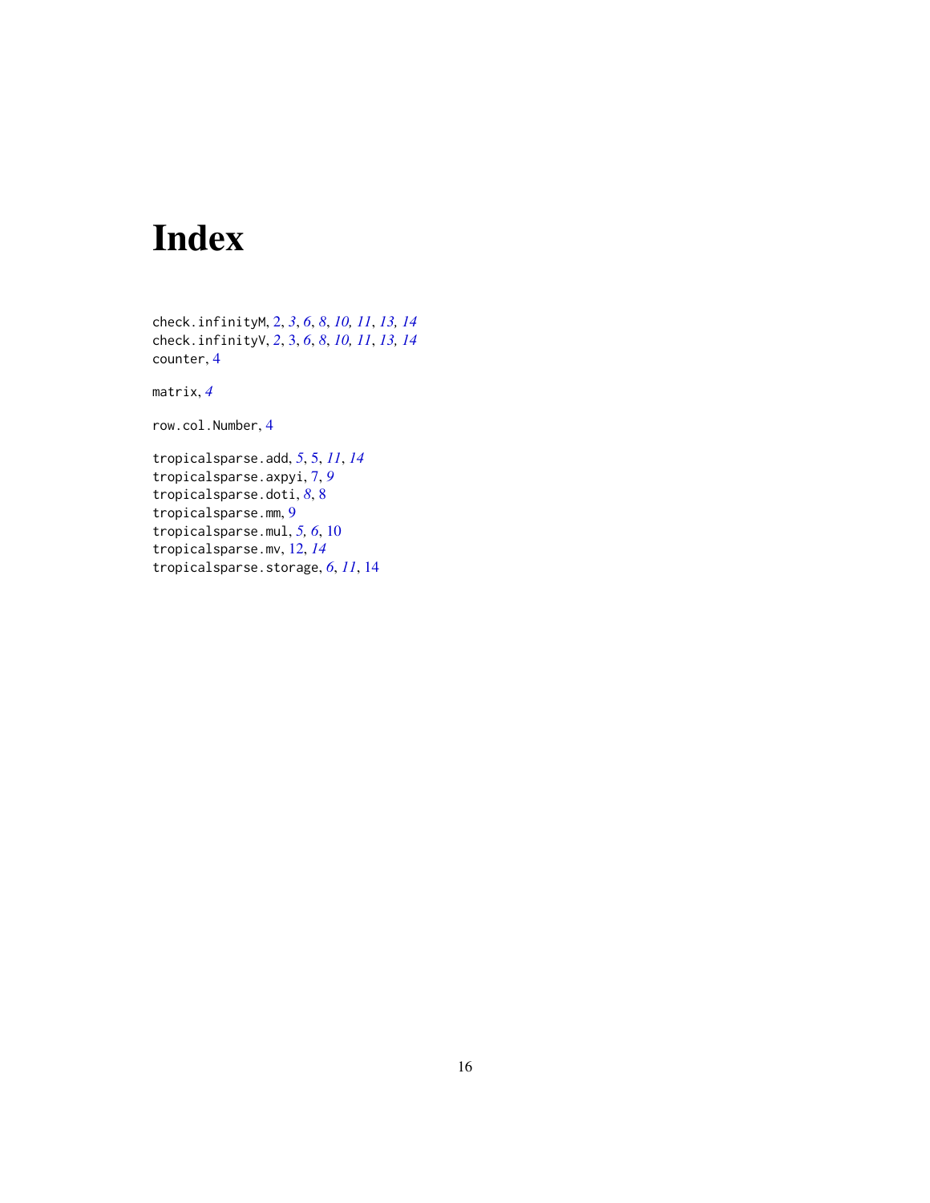# Index

check.infinityM, 2, *3*, *6*, *8*, *10, 11*, *13, 14*
check.infinityV, *2*, 3, *6*, *8*, *10, 11*, *13, 14*
counter, 4

matrix, *4*

row.col.Number, 4

tropicalsparse.add, *5*, 5, *11*, *14*
tropicalsparse.axpyi, 7, *9*
tropicalsparse.doti, *8*, 8
tropicalsparse.mm, 9
tropicalsparse.mul, *5, 6*, 10
tropicalsparse.mv, 12, *14*
tropicalsparse.storage, *6*, *11*, 14